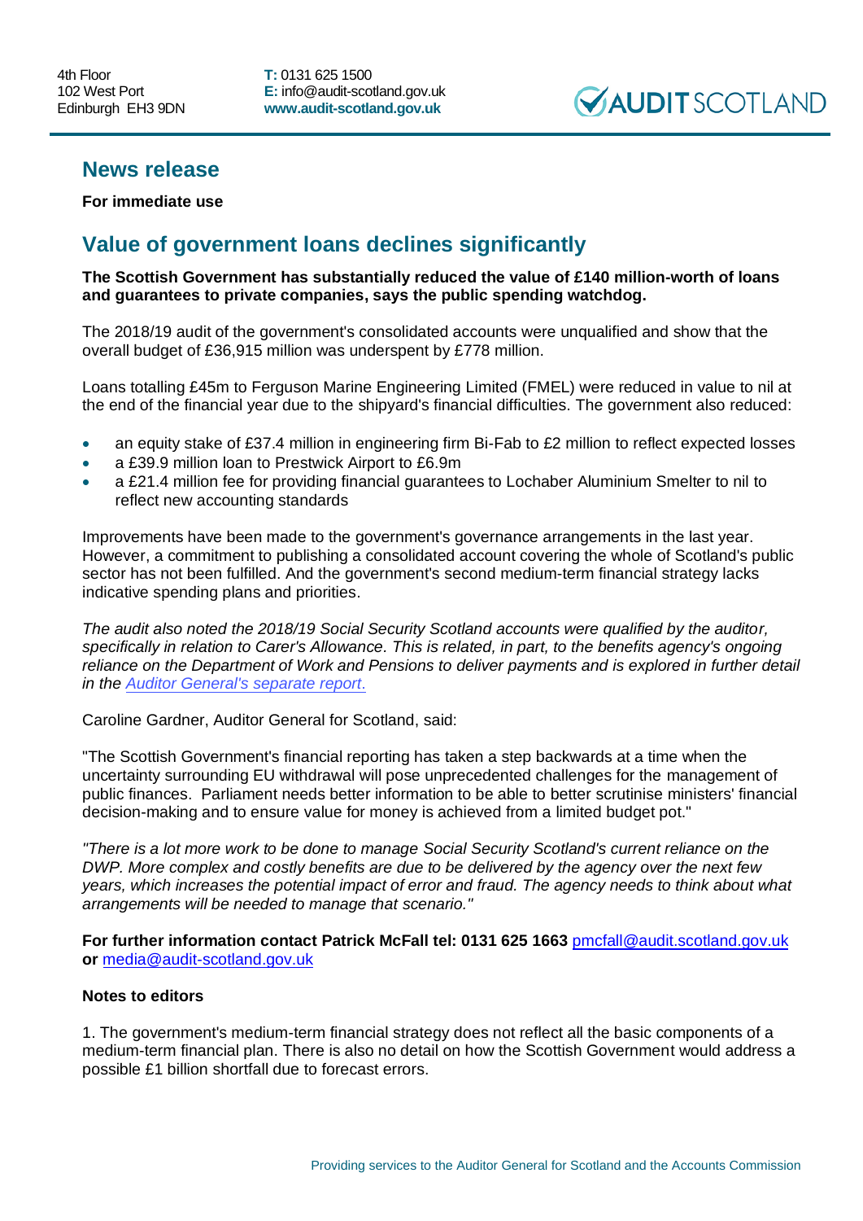4th Floor
102 West Port
Edinburgh EH3 9DN

**T:** 0131 625 1500
**E:** info@audit-scotland.gov.uk
**www.audit-scotland.gov.uk**

AUDIT SCOTLAND

## News release

**For immediate use**

# Value of government loans declines significantly

**The Scottish Government has substantially reduced the value of £140 million-worth of loans and guarantees to private companies, says the public spending watchdog.**

The 2018/19 audit of the government's consolidated accounts were unqualified and show that the overall budget of £36,915 million was underspent by £778 million.

Loans totalling £45m to Ferguson Marine Engineering Limited (FMEL) were reduced in value to nil at the end of the financial year due to the shipyard's financial difficulties. The government also reduced:

- an equity stake of £37.4 million in engineering firm Bi-Fab to £2 million to reflect expected losses
- a £39.9 million loan to Prestwick Airport to £6.9m
- a £21.4 million fee for providing financial guarantees to Lochaber Aluminium Smelter to nil to reflect new accounting standards

Improvements have been made to the government's governance arrangements in the last year. However, a commitment to publishing a consolidated account covering the whole of Scotland's public sector has not been fulfilled. And the government's second medium-term financial strategy lacks indicative spending plans and priorities.

*The audit also noted the 2018/19 Social Security Scotland accounts were qualified by the auditor, specifically in relation to Carer's Allowance. This is related, in part, to the benefits agency's ongoing reliance on the Department of Work and Pensions to deliver payments and is explored in further detail in the [Auditor General's separate report](Auditor General's separate report).*

Caroline Gardner, Auditor General for Scotland, said:

"The Scottish Government's financial reporting has taken a step backwards at a time when the uncertainty surrounding EU withdrawal will pose unprecedented challenges for the management of public finances. Parliament needs better information to be able to better scrutinise ministers' financial decision-making and to ensure value for money is achieved from a limited budget pot."

*"There is a lot more work to be done to manage Social Security Scotland's current reliance on the DWP. More complex and costly benefits are due to be delivered by the agency over the next few years, which increases the potential impact of error and fraud. The agency needs to think about what arrangements will be needed to manage that scenario."*

**For further information contact Patrick McFall tel: 0131 625 1663** pmcfall@audit.scotland.gov.uk **or** media@audit-scotland.gov.uk

**Notes to editors**

1. The government's medium-term financial strategy does not reflect all the basic components of a medium-term financial plan. There is also no detail on how the Scottish Government would address a possible £1 billion shortfall due to forecast errors.

Providing services to the Auditor General for Scotland and the Accounts Commission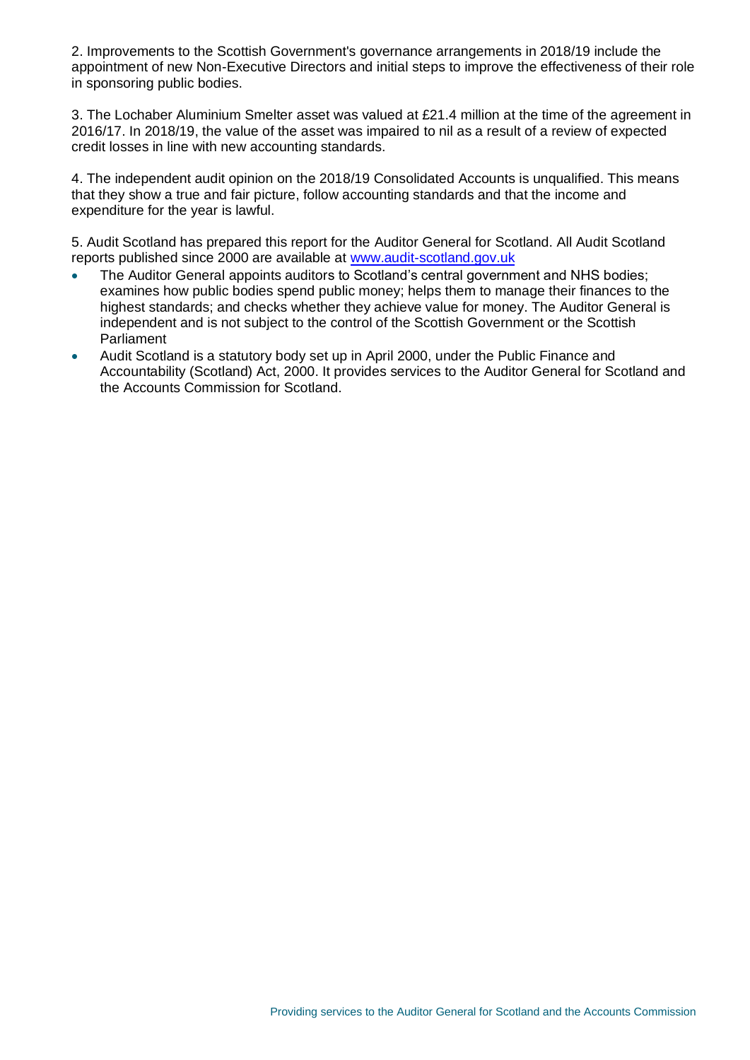2. Improvements to the Scottish Government's governance arrangements in 2018/19 include the appointment of new Non-Executive Directors and initial steps to improve the effectiveness of their role in sponsoring public bodies.

3. The Lochaber Aluminium Smelter asset was valued at £21.4 million at the time of the agreement in 2016/17. In 2018/19, the value of the asset was impaired to nil as a result of a review of expected credit losses in line with new accounting standards.

4. The independent audit opinion on the 2018/19 Consolidated Accounts is unqualified. This means that they show a true and fair picture, follow accounting standards and that the income and expenditure for the year is lawful.

5. Audit Scotland has prepared this report for the Auditor General for Scotland. All Audit Scotland reports published since 2000 are available at [www.audit-scotland.gov.uk](http://www.audit-scotland.gov.uk)

- The Auditor General appoints auditors to Scotland's central government and NHS bodies; examines how public bodies spend public money; helps them to manage their finances to the highest standards; and checks whether they achieve value for money. The Auditor General is independent and is not subject to the control of the Scottish Government or the Scottish Parliament
- Audit Scotland is a statutory body set up in April 2000, under the Public Finance and Accountability (Scotland) Act, 2000. It provides services to the Auditor General for Scotland and the Accounts Commission for Scotland.

Providing services to the Auditor General for Scotland and the Accounts Commission